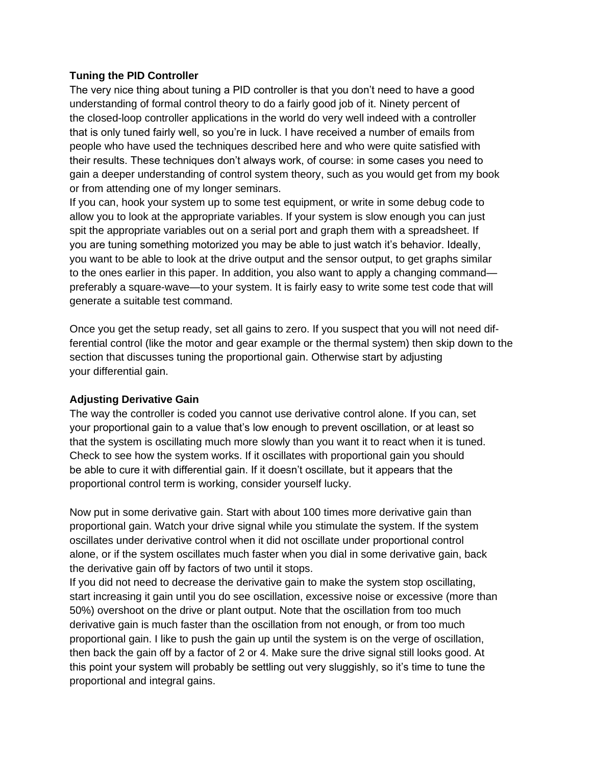### Tuning the PID Controller

The very nice thing about tuning a PID controller is that you don't need to have a good understanding of formal control theory to do a fairly good job of it. Ninety percent of the closed-loop controller applications in the world do very well indeed with a controller that is only tuned fairly well, so you're in luck. I have received a number of emails from people who have used the techniques described here and who were quite satisfied with their results. These techniques don't always work, of course: in some cases you need to gain a deeper understanding of control system theory, such as you would get from my book or from attending one of my longer seminars.

If you can, hook your system up to some test equipment, or write in some debug code to allow you to look at the appropriate variables. If your system is slow enough you can just spit the appropriate variables out on a serial port and graph them with a spreadsheet. If you are tuning something motorized you may be able to just watch it's behavior. Ideally, you want to be able to look at the drive output and the sensor output, to get graphs similar to the ones earlier in this paper. In addition, you also want to apply a changing command—preferably a square-wave—to your system. It is fairly easy to write some test code that will generate a suitable test command.

Once you get the setup ready, set all gains to zero. If you suspect that you will not need differential control (like the motor and gear example or the thermal system) then skip down to the section that discusses tuning the proportional gain. Otherwise start by adjusting your differential gain.

### Adjusting Derivative Gain

The way the controller is coded you cannot use derivative control alone. If you can, set your proportional gain to a value that's low enough to prevent oscillation, or at least so that the system is oscillating much more slowly than you want it to react when it is tuned. Check to see how the system works. If it oscillates with proportional gain you should be able to cure it with differential gain. If it doesn't oscillate, but it appears that the proportional control term is working, consider yourself lucky.

Now put in some derivative gain. Start with about 100 times more derivative gain than proportional gain. Watch your drive signal while you stimulate the system. If the system oscillates under derivative control when it did not oscillate under proportional control alone, or if the system oscillates much faster when you dial in some derivative gain, back the derivative gain off by factors of two until it stops.

If you did not need to decrease the derivative gain to make the system stop oscillating, start increasing it gain until you do see oscillation, excessive noise or excessive (more than 50%) overshoot on the drive or plant output. Note that the oscillation from too much derivative gain is much faster than the oscillation from not enough, or from too much proportional gain. I like to push the gain up until the system is on the verge of oscillation, then back the gain off by a factor of 2 or 4. Make sure the drive signal still looks good. At this point your system will probably be settling out very sluggishly, so it's time to tune the proportional and integral gains.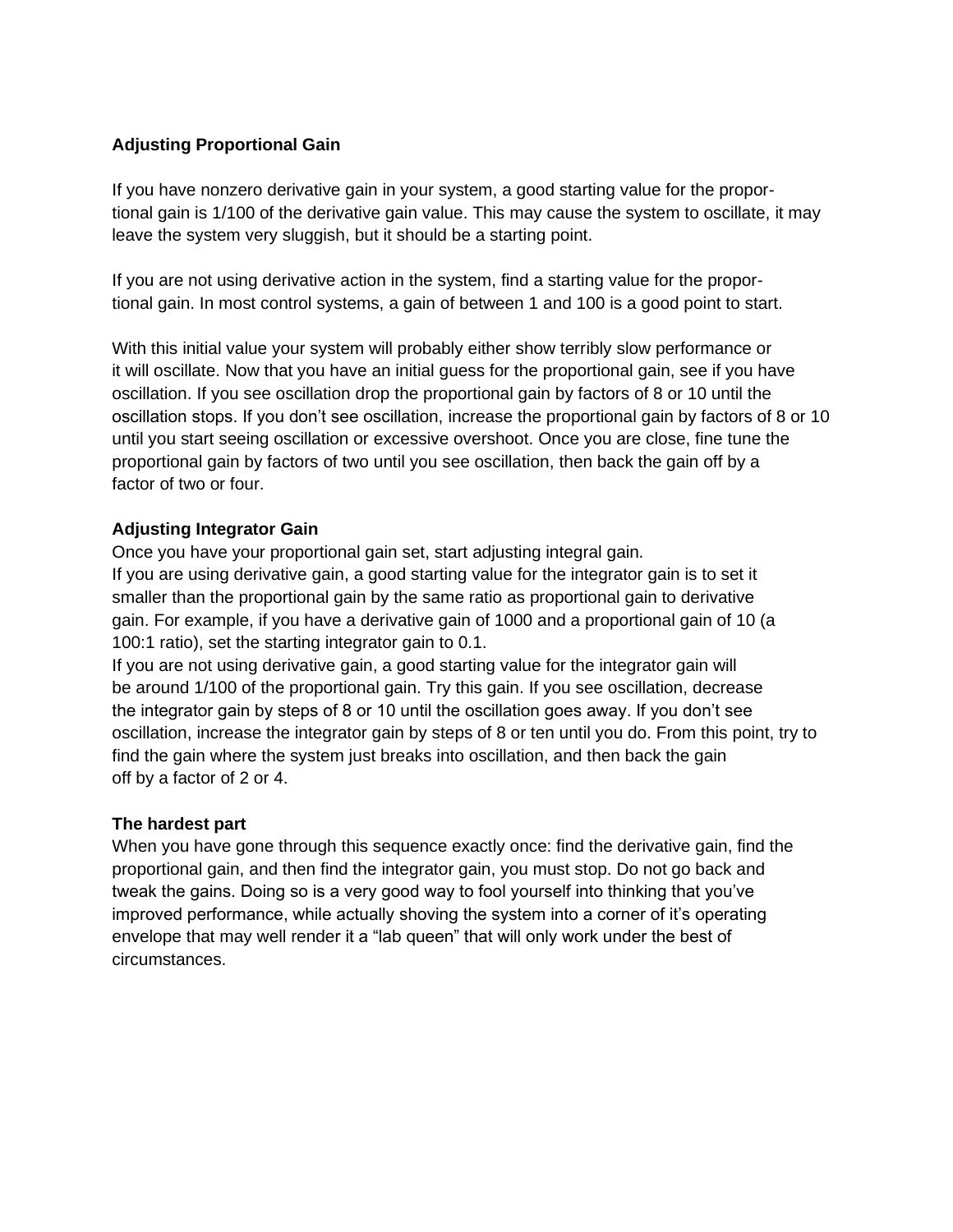**Adjusting Proportional Gain**

If you have nonzero derivative gain in your system, a good starting value for the proportional gain is 1/100 of the derivative gain value. This may cause the system to oscillate, it may leave the system very sluggish, but it should be a starting point.

If you are not using derivative action in the system, find a starting value for the proportional gain. In most control systems, a gain of between 1 and 100 is a good point to start.

With this initial value your system will probably either show terribly slow performance or it will oscillate. Now that you have an initial guess for the proportional gain, see if you have oscillation. If you see oscillation drop the proportional gain by factors of 8 or 10 until the oscillation stops. If you don't see oscillation, increase the proportional gain by factors of 8 or 10 until you start seeing oscillation or excessive overshoot. Once you are close, fine tune the proportional gain by factors of two until you see oscillation, then back the gain off by a factor of two or four.

**Adjusting Integrator Gain**

Once you have your proportional gain set, start adjusting integral gain.
If you are using derivative gain, a good starting value for the integrator gain is to set it smaller than the proportional gain by the same ratio as proportional gain to derivative gain. For example, if you have a derivative gain of 1000 and a proportional gain of 10 (a 100:1 ratio), set the starting integrator gain to 0.1.
If you are not using derivative gain, a good starting value for the integrator gain will be around 1/100 of the proportional gain. Try this gain. If you see oscillation, decrease the integrator gain by steps of 8 or 10 until the oscillation goes away. If you don't see oscillation, increase the integrator gain by steps of 8 or ten until you do. From this point, try to find the gain where the system just breaks into oscillation, and then back the gain off by a factor of 2 or 4.

**The hardest part**

When you have gone through this sequence exactly once: find the derivative gain, find the proportional gain, and then find the integrator gain, you must stop. Do not go back and tweak the gains. Doing so is a very good way to fool yourself into thinking that you've improved performance, while actually shoving the system into a corner of it's operating envelope that may well render it a "lab queen" that will only work under the best of circumstances.